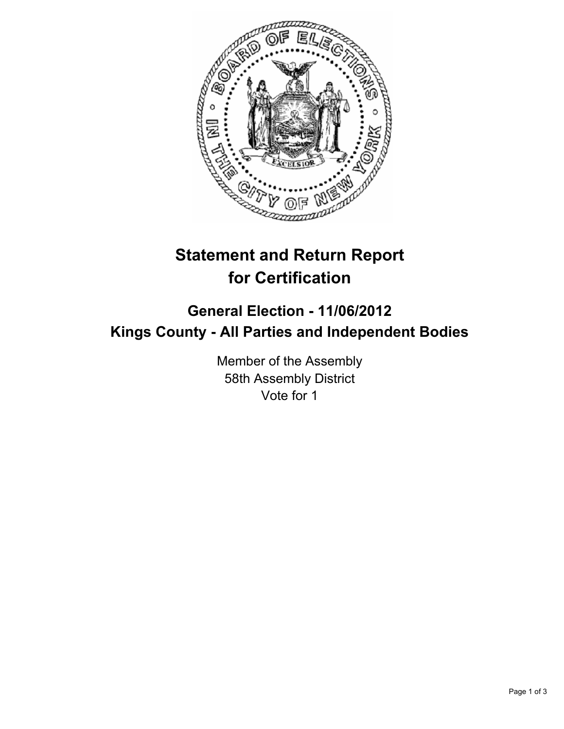# Statement and Return Report for Certification

## General Election - 11/06/2012
## Kings County - All Parties and Independent Bodies

Member of the Assembly
58th Assembly District
Vote for 1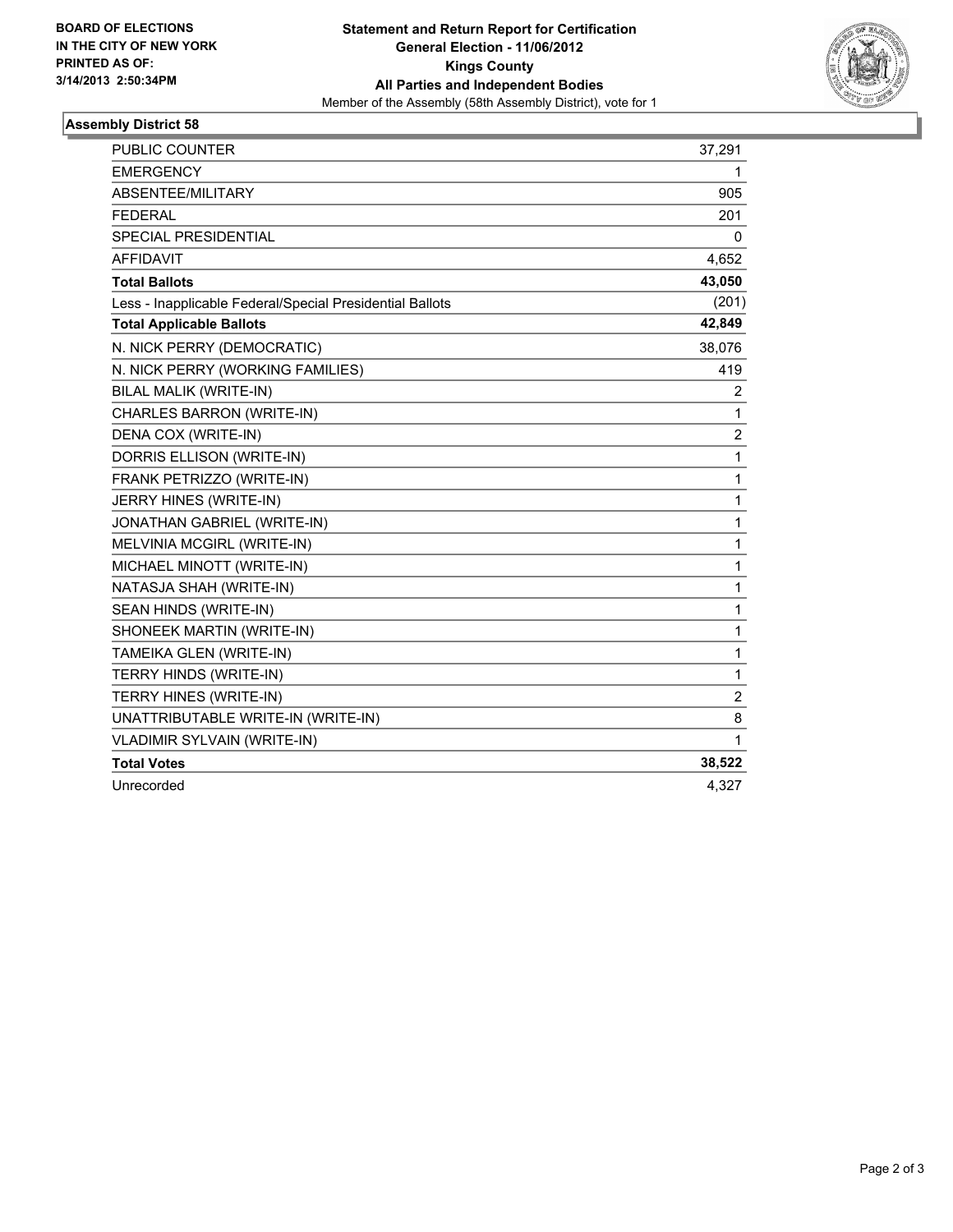**BOARD OF ELECTIONS**
**IN THE CITY OF NEW YORK**
**PRINTED AS OF:**
**3/14/2013 2:50:34PM**

**Statement and Return Report for Certification**
**General Election - 11/06/2012**
**Kings County**
**All Parties and Independent Bodies**
Member of the Assembly (58th Assembly District), vote for 1

## Assembly District 58

| | |
|---|---|
| PUBLIC COUNTER | 37,291 |
| EMERGENCY | 1 |
| ABSENTEE/MILITARY | 905 |
| FEDERAL | 201 |
| SPECIAL PRESIDENTIAL | 0 |
| AFFIDAVIT | 4,652 |
| **Total Ballots** | **43,050** |
| Less - Inapplicable Federal/Special Presidential Ballots | (201) |
| **Total Applicable Ballots** | **42,849** |
| N. NICK PERRY (DEMOCRATIC) | 38,076 |
| N. NICK PERRY (WORKING FAMILIES) | 419 |
| BILAL MALIK (WRITE-IN) | 2 |
| CHARLES BARRON (WRITE-IN) | 1 |
| DENA COX (WRITE-IN) | 2 |
| DORRIS ELLISON (WRITE-IN) | 1 |
| FRANK PETRIZZO (WRITE-IN) | 1 |
| JERRY HINES (WRITE-IN) | 1 |
| JONATHAN GABRIEL (WRITE-IN) | 1 |
| MELVINIA MCGIRL (WRITE-IN) | 1 |
| MICHAEL MINOTT (WRITE-IN) | 1 |
| NATASJA SHAH (WRITE-IN) | 1 |
| SEAN HINDS (WRITE-IN) | 1 |
| SHONEEK MARTIN (WRITE-IN) | 1 |
| TAMEIKA GLEN (WRITE-IN) | 1 |
| TERRY HINDS (WRITE-IN) | 1 |
| TERRY HINES (WRITE-IN) | 2 |
| UNATTRIBUTABLE WRITE-IN (WRITE-IN) | 8 |
| VLADIMIR SYLVAIN (WRITE-IN) | 1 |
| **Total Votes** | **38,522** |
| Unrecorded | 4,327 |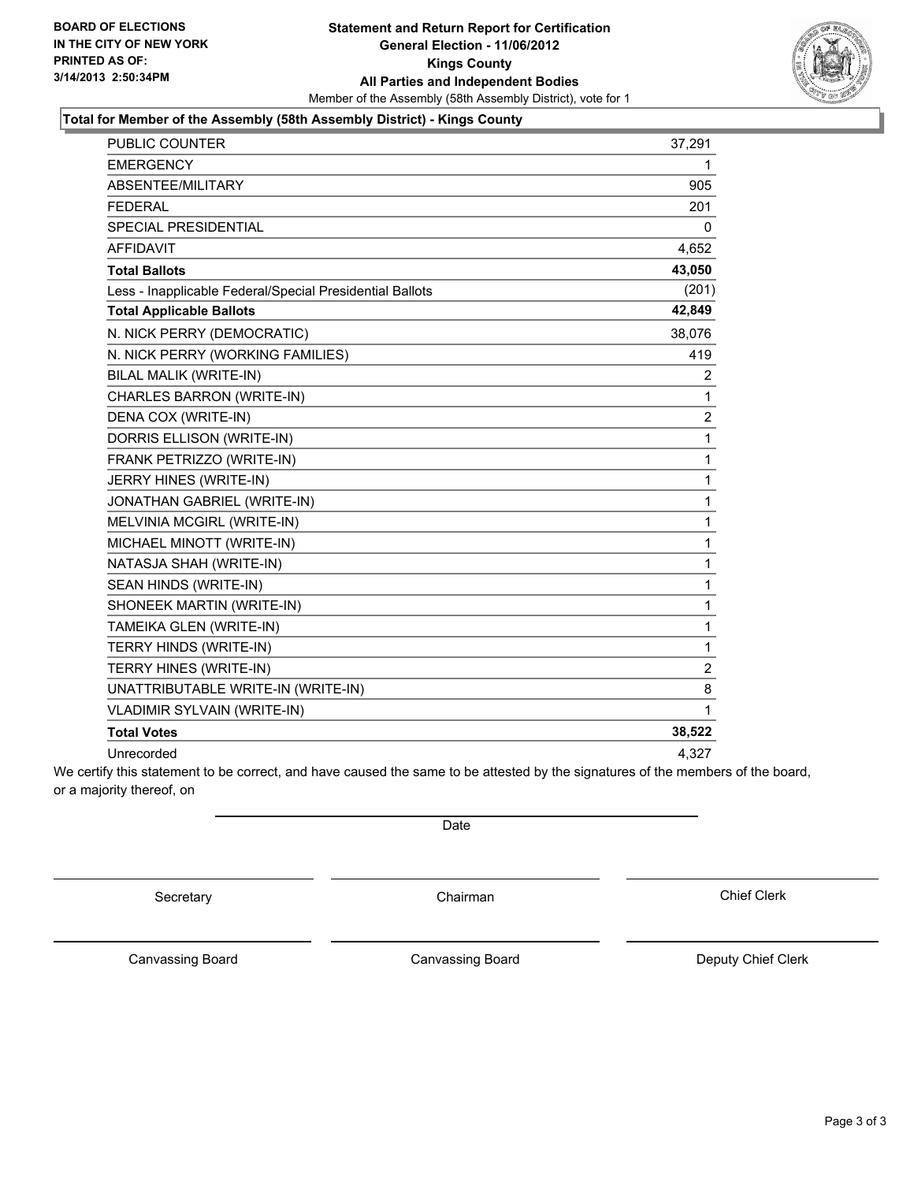**BOARD OF ELECTIONS IN THE CITY OF NEW YORK PRINTED AS OF: 3/14/2013 2:50:34PM**

# Statement and Return Report for Certification
## General Election - 11/06/2012
## Kings County
## All Parties and Independent Bodies

Member of the Assembly (58th Assembly District), vote for 1

### Total for Member of the Assembly (58th Assembly District) - Kings County

| | |
|---|---|
| PUBLIC COUNTER | 37,291 |
| EMERGENCY | 1 |
| ABSENTEE/MILITARY | 905 |
| FEDERAL | 201 |
| SPECIAL PRESIDENTIAL | 0 |
| AFFIDAVIT | 4,652 |
| **Total Ballots** | **43,050** |
| Less - Inapplicable Federal/Special Presidential Ballots | (201) |
| **Total Applicable Ballots** | **42,849** |
| N. NICK PERRY (DEMOCRATIC) | 38,076 |
| N. NICK PERRY (WORKING FAMILIES) | 419 |
| BILAL MALIK (WRITE-IN) | 2 |
| CHARLES BARRON (WRITE-IN) | 1 |
| DENA COX (WRITE-IN) | 2 |
| DORRIS ELLISON (WRITE-IN) | 1 |
| FRANK PETRIZZO (WRITE-IN) | 1 |
| JERRY HINES (WRITE-IN) | 1 |
| JONATHAN GABRIEL (WRITE-IN) | 1 |
| MELVINIA MCGIRL (WRITE-IN) | 1 |
| MICHAEL MINOTT (WRITE-IN) | 1 |
| NATASJA SHAH (WRITE-IN) | 1 |
| SEAN HINDS (WRITE-IN) | 1 |
| SHONEEK MARTIN (WRITE-IN) | 1 |
| TAMEIKA GLEN (WRITE-IN) | 1 |
| TERRY HINDS (WRITE-IN) | 1 |
| TERRY HINES (WRITE-IN) | 2 |
| UNATTRIBUTABLE WRITE-IN (WRITE-IN) | 8 |
| VLADIMIR SYLVAIN (WRITE-IN) | 1 |
| **Total Votes** | **38,522** |
| Unrecorded | 4,327 |

We certify this statement to be correct, and have caused the same to be attested by the signatures of the members of the board, or a majority thereof, on

Date

Secretary | Chairman | Chief Clerk

Canvassing Board | Canvassing Board | Deputy Chief Clerk